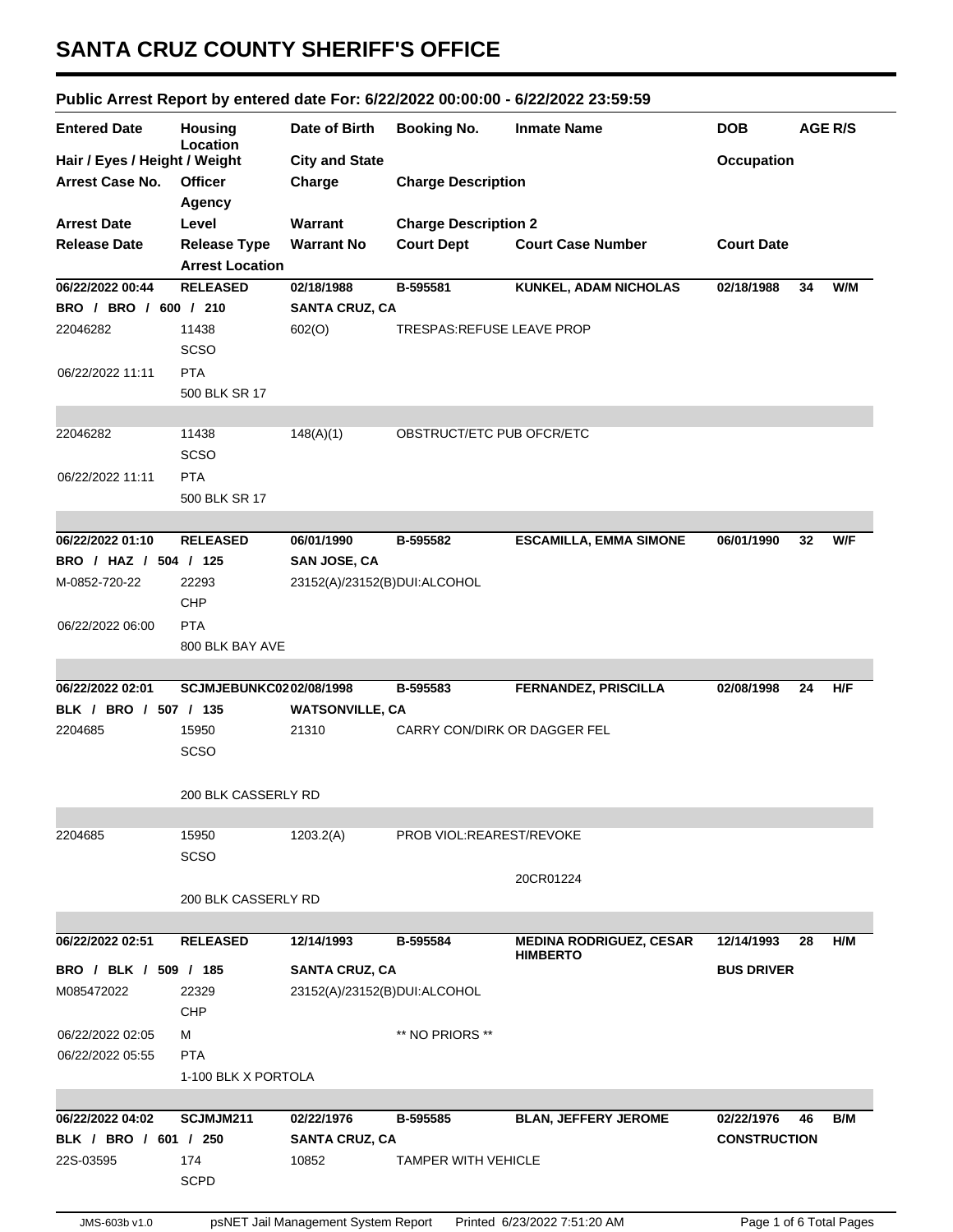# SANTA CRUZ COUNTY SHERIFF'S OFFICE

## Public Arrest Report by entered date For: 6/22/2022 00:00:00 - 6/22/2022 23:59:59

| Entered Date | Housing Location | Date of Birth | Booking No. | Inmate Name | DOB | AGE | R/S |
|---|---|---|---|---|---|---|---|
| Hair / Eyes / Height / Weight | | City and State | | | Occupation | | |
| Arrest Case No. | Officer Agency | Charge | Charge Description | | | | |
| Arrest Date | Level | Warrant | Charge Description 2 | | | | |
| Release Date | Release Type Arrest Location | Warrant No | Court Dept | Court Case Number | Court Date | | |
| **06/22/2022 00:44** | **RELEASED** | **02/18/1988** | **B-595581** | **KUNKEL, ADAM NICHOLAS** | **02/18/1988** | **34** | **W/M** |
| **BRO / BRO / 600 / 210** | | **SANTA CRUZ, CA** | | | | | |
| 22046282 | 11438 SCSO | 602(O) | TRESPAS:REFUSE LEAVE PROP | | | | |
| 06/22/2022 11:11 | PTA 500 BLK SR 17 | | | | | | |
| 22046282 | 11438 SCSO | 148(A)(1) | OBSTRUCT/ETC PUB OFCR/ETC | | | | |
| 06/22/2022 11:11 | PTA 500 BLK SR 17 | | | | | | |
| **06/22/2022 01:10** | **RELEASED** | **06/01/1990** | **B-595582** | **ESCAMILLA, EMMA SIMONE** | **06/01/1990** | **32** | **W/F** |
| **BRO / HAZ / 504 / 125** | | **SAN JOSE, CA** | | | | | |
| M-0852-720-22 | 22293 CHP | 23152(A)/23152(B)DUI:ALCOHOL | | | | | |
| 06/22/2022 06:00 | PTA 800 BLK BAY AVE | | | | | | |
| **06/22/2022 02:01** | **SCJMJEBUNKC02** | **02/08/1998** | **B-595583** | **FERNANDEZ, PRISCILLA** | **02/08/1998** | **24** | **H/F** |
| **BLK / BRO / 507 / 135** | | **WATSONVILLE, CA** | | | | | |
| 2204685 | 15950 SCSO | 21310 | CARRY CON/DIRK OR DAGGER FEL | | | | |
| | 200 BLK CASSERLY RD | | | | | | |
| 2204685 | 15950 SCSO | 1203.2(A) | PROB VIOL:REAREST/REVOKE | | | | |
| | 200 BLK CASSERLY RD | | | 20CR01224 | | | |
| **06/22/2022 02:51** | **RELEASED** | **12/14/1993** | **B-595584** | **MEDINA RODRIGUEZ, CESAR HIMBERTO** | **12/14/1993** | **28** | **H/M** |
| **BRO / BLK / 509 / 185** | | **SANTA CRUZ, CA** | | | **BUS DRIVER** | | |
| M085472022 | 22329 CHP | 23152(A)/23152(B)DUI:ALCOHOL | | | | | |
| 06/22/2022 02:05 | M | | ** NO PRIORS ** | | | | |
| 06/22/2022 05:55 | PTA 1-100 BLK X PORTOLA | | | | | | |
| **06/22/2022 04:02** | **SCJMJM211** | **02/22/1976** | **B-595585** | **BLAN, JEFFERY JEROME** | **02/22/1976** | **46** | **B/M** |
| **BLK / BRO / 601 / 250** | | **SANTA CRUZ, CA** | | | **CONSTRUCTION** | | |
| 22S-03595 | 174 SCPD | 10852 | TAMPER WITH VEHICLE | | | | |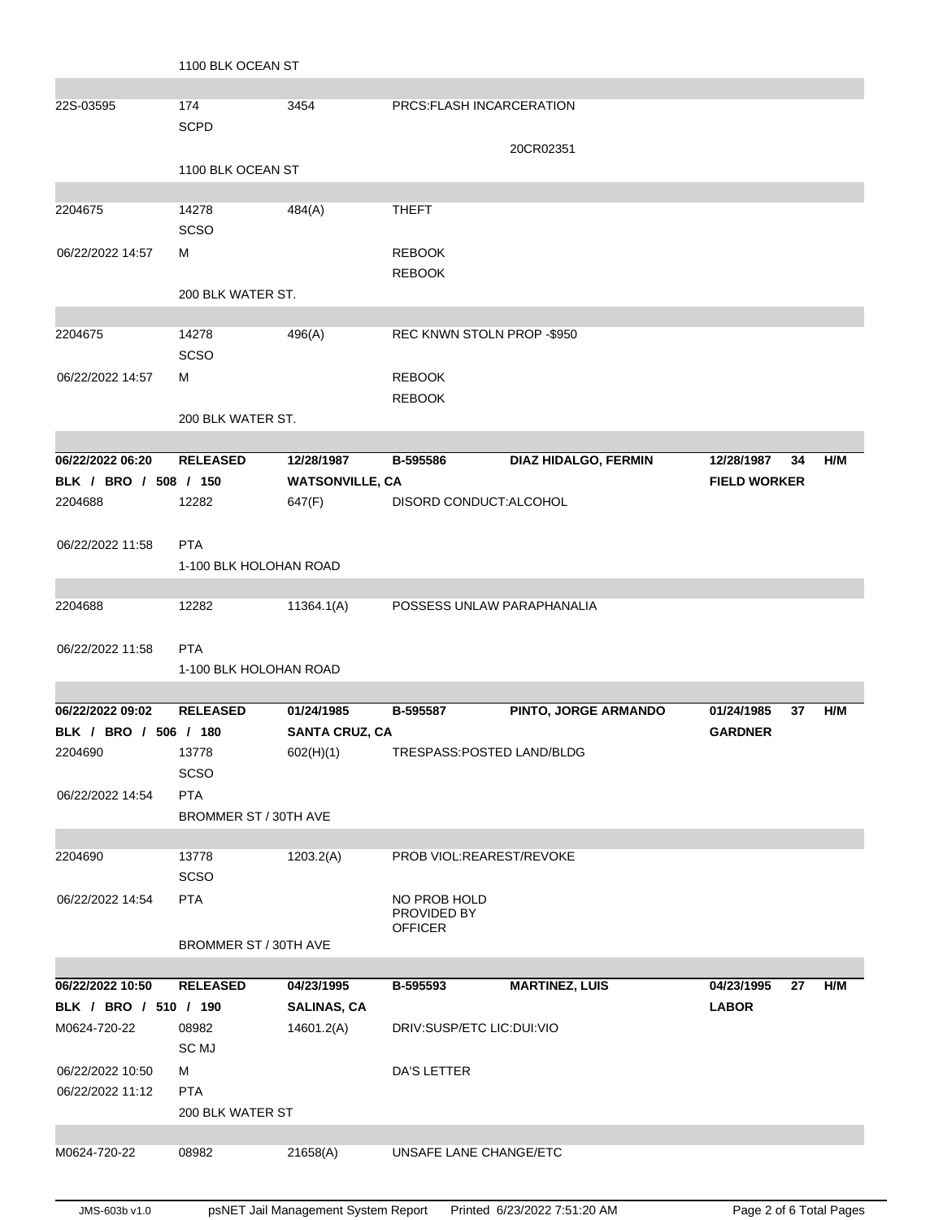| | | | | | | | |
|---|---|---|---|---|---|---|---|
| | 1100 BLK OCEAN ST | | | | | | |
| 22S-03595 | 174 | 3454 | PRCS:FLASH INCARCERATION | | | | |
| | SCPD | | | | | | |
| | | | | 20CR02351 | | | |
| | 1100 BLK OCEAN ST | | | | | | |
| 2204675 | 14278 | 484(A) | THEFT | | | | |
| | SCSO | | | | | | |
| 06/22/2022 14:57 | M | | REBOOK | | | | |
| | | | REBOOK | | | | |
| | 200 BLK WATER ST. | | | | | | |
| 2204675 | 14278 | 496(A) | REC KNWN STOLN PROP -$950 | | | | |
| | SCSO | | | | | | |
| 06/22/2022 14:57 | M | | REBOOK | | | | |
| | | | REBOOK | | | | |
| | 200 BLK WATER ST. | | | | | | |
| **06/22/2022 06:20** | **RELEASED** | **12/28/1987** | **B-595586** | **DIAZ HIDALGO, FERMIN** | **12/28/1987** | **34** | **H/M** |
| **BLK / BRO / 508 / 150** | | **WATSONVILLE, CA** | | | **FIELD WORKER** | | |
| 2204688 | 12282 | 647(F) | DISORD CONDUCT:ALCOHOL | | | | |
| 06/22/2022 11:58 | PTA | | | | | | |
| | 1-100 BLK HOLOHAN ROAD | | | | | | |
| 2204688 | 12282 | 11364.1(A) | POSSESS UNLAW PARAPHANALIA | | | | |
| 06/22/2022 11:58 | PTA | | | | | | |
| | 1-100 BLK HOLOHAN ROAD | | | | | | |
| **06/22/2022 09:02** | **RELEASED** | **01/24/1985** | **B-595587** | **PINTO, JORGE ARMANDO** | **01/24/1985** | **37** | **H/M** |
| **BLK / BRO / 506 / 180** | | **SANTA CRUZ, CA** | | | **GARDNER** | | |
| 2204690 | 13778 | 602(H)(1) | TRESPASS:POSTED LAND/BLDG | | | | |
| | SCSO | | | | | | |
| 06/22/2022 14:54 | PTA | | | | | | |
| | BROMMER ST / 30TH AVE | | | | | | |
| 2204690 | 13778 | 1203.2(A) | PROB VIOL:REAREST/REVOKE | | | | |
| | SCSO | | | | | | |
| 06/22/2022 14:54 | PTA | | NO PROB HOLD PROVIDED BY OFFICER | | | | |
| | BROMMER ST / 30TH AVE | | | | | | |
| **06/22/2022 10:50** | **RELEASED** | **04/23/1995** | **B-595593** | **MARTINEZ, LUIS** | **04/23/1995** | **27** | **H/M** |
| **BLK / BRO / 510 / 190** | | **SALINAS, CA** | | | **LABOR** | | |
| M0624-720-22 | 08982 | 14601.2(A) | DRIV:SUSP/ETC LIC:DUI:VIO | | | | |
| | SC MJ | | | | | | |
| 06/22/2022 10:50 | M | | DA'S LETTER | | | | |
| 06/22/2022 11:12 | PTA | | | | | | |
| | 200 BLK WATER ST | | | | | | |
| M0624-720-22 | 08982 | 21658(A) | UNSAFE LANE CHANGE/ETC | | | | |

JMS-603b v1.0 psNET Jail Management System Report Printed 6/23/2022 7:51:20 AM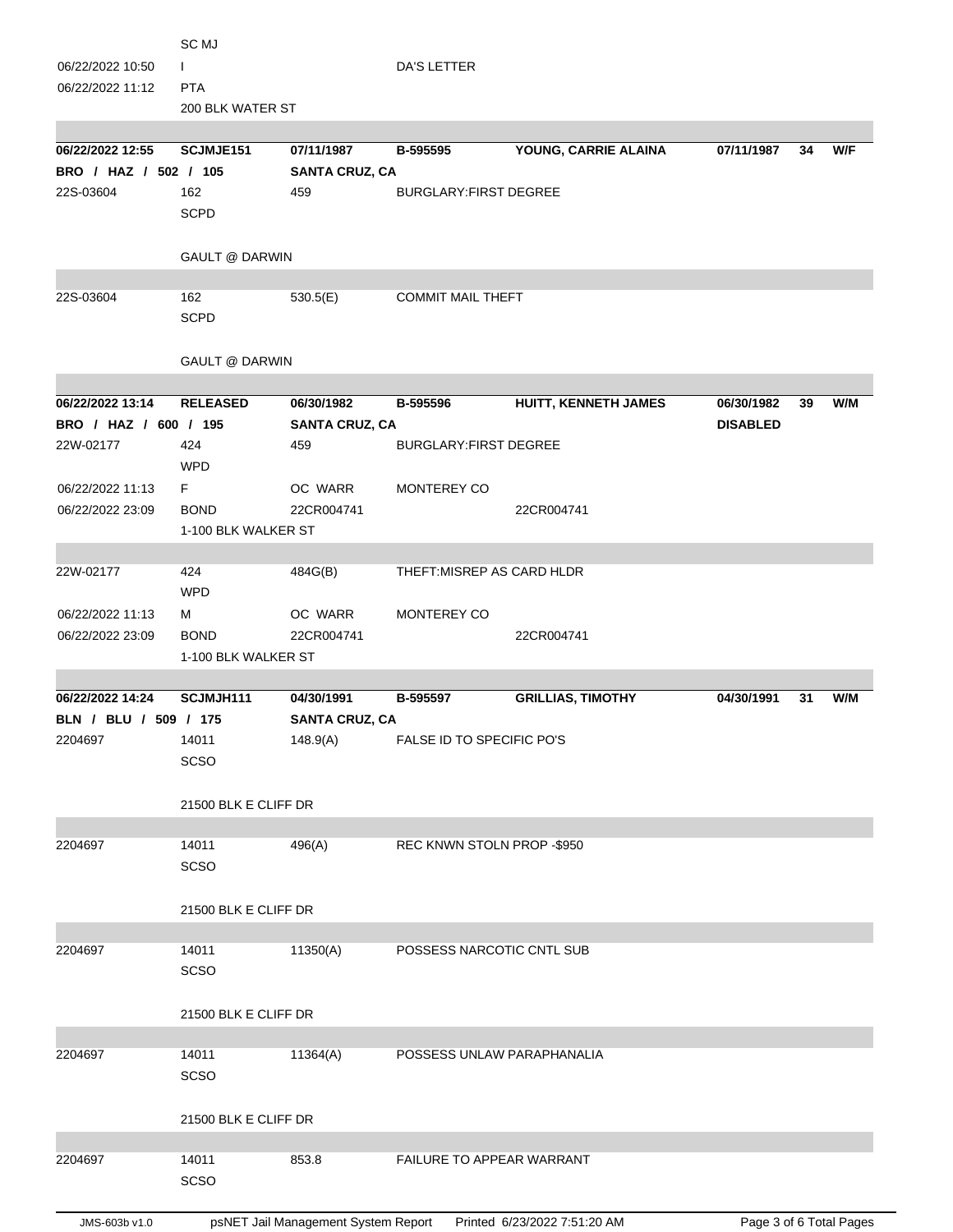| | | | | | | | |
|---|---|---|---|---|---|---|---|
| | SC MJ | | | | | | |
| 06/22/2022 10:50 | I | | DA'S LETTER | | | | |
| 06/22/2022 11:12 | PTA | | | | | | |
| | 200 BLK WATER ST | | | | | | |

| | | | | | | | |
|---|---|---|---|---|---|---|---|
| **06/22/2022 12:55** | **SCJMJE151** | **07/11/1987** | **B-595595** | **YOUNG, CARRIE ALAINA** | **07/11/1987** | **34** | **W/F** |
| **BRO / HAZ / 502 / 105** | | **SANTA CRUZ, CA** | | | | | |
| 22S-03604 | 162 | 459 | BURGLARY:FIRST DEGREE | | | | |
| | SCPD | | | | | | |
| | GAULT @ DARWIN | | | | | | |
| 22S-03604 | 162 | 530.5(E) | COMMIT MAIL THEFT | | | | |
| | SCPD | | | | | | |
| | GAULT @ DARWIN | | | | | | |

| | | | | | | | |
|---|---|---|---|---|---|---|---|
| **06/22/2022 13:14** | **RELEASED** | **06/30/1982** | **B-595596** | **HUITT, KENNETH JAMES** | **06/30/1982** | **39** | **W/M** |
| **BRO / HAZ / 600 / 195** | | **SANTA CRUZ, CA** | | | **DISABLED** | | |
| 22W-02177 | 424 | 459 | BURGLARY:FIRST DEGREE | | | | |
| | WPD | | | | | | |
| 06/22/2022 11:13 | F | OC WARR | MONTEREY CO | | | | |
| 06/22/2022 23:09 | BOND | 22CR004741 | | 22CR004741 | | | |
| | 1-100 BLK WALKER ST | | | | | | |
| 22W-02177 | 424 | 484G(B) | THEFT:MISREP AS CARD HLDR | | | | |
| | WPD | | | | | | |
| 06/22/2022 11:13 | M | OC WARR | MONTEREY CO | | | | |
| 06/22/2022 23:09 | BOND | 22CR004741 | | 22CR004741 | | | |
| | 1-100 BLK WALKER ST | | | | | | |

| | | | | | | | |
|---|---|---|---|---|---|---|---|
| **06/22/2022 14:24** | **SCJMJH111** | **04/30/1991** | **B-595597** | **GRILLIAS, TIMOTHY** | **04/30/1991** | **31** | **W/M** |
| **BLN / BLU / 509 / 175** | | **SANTA CRUZ, CA** | | | | | |
| 2204697 | 14011 | 148.9(A) | FALSE ID TO SPECIFIC PO'S | | | | |
| | SCSO | | | | | | |
| | 21500 BLK E CLIFF DR | | | | | | |
| 2204697 | 14011 | 496(A) | REC KNWN STOLN PROP -$950 | | | | |
| | SCSO | | | | | | |
| | 21500 BLK E CLIFF DR | | | | | | |
| 2204697 | 14011 | 11350(A) | POSSESS NARCOTIC CNTL SUB | | | | |
| | SCSO | | | | | | |
| | 21500 BLK E CLIFF DR | | | | | | |
| 2204697 | 14011 | 11364(A) | POSSESS UNLAW PARAPHANALIA | | | | |
| | SCSO | | | | | | |
| | 21500 BLK E CLIFF DR | | | | | | |
| 2204697 | 14011 | 853.8 | FAILURE TO APPEAR WARRANT | | | | |
| | SCSO | | | | | | |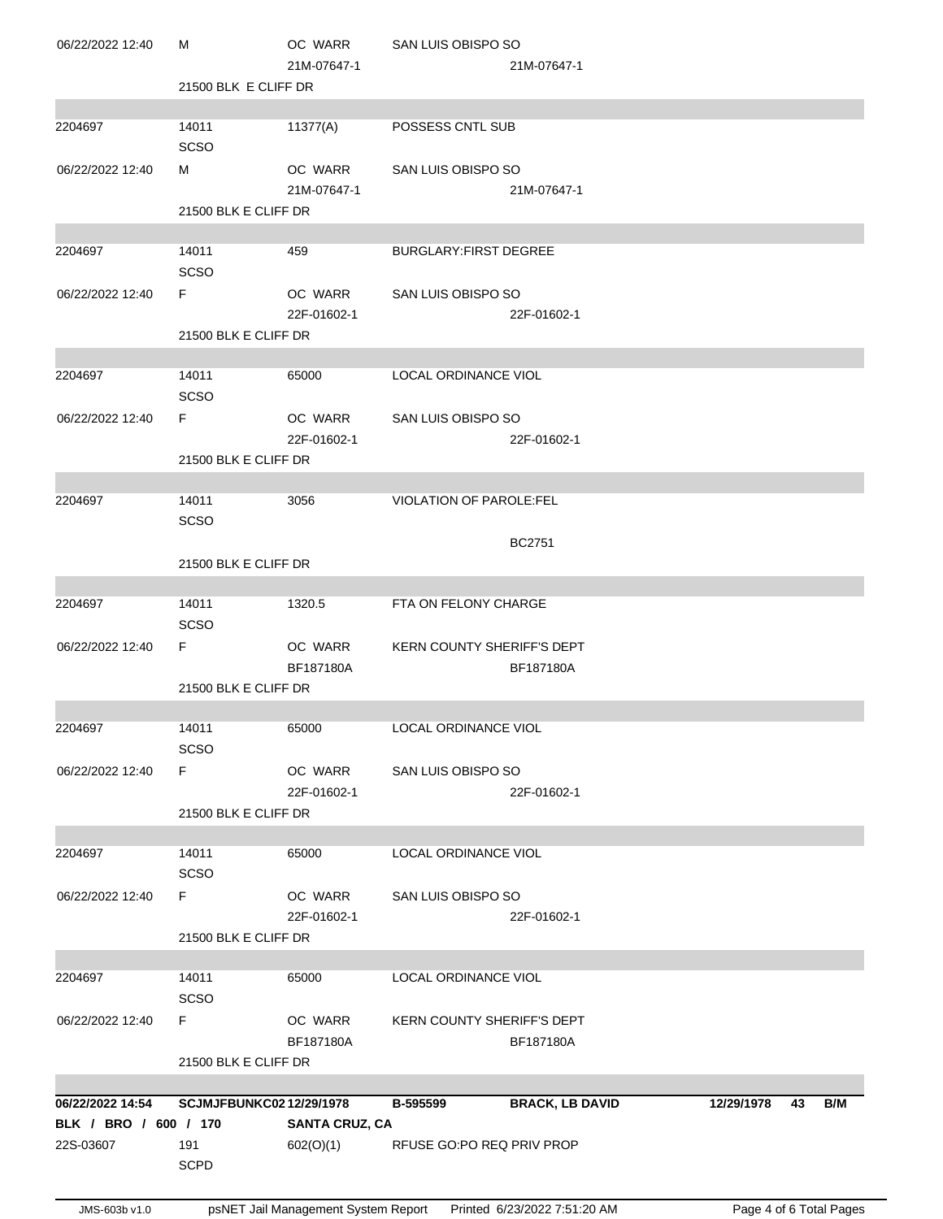| | | | | |
|---|---|---|---|---|
| 06/22/2022 12:40 | M | OC WARR<br>21M-07647-1 | SAN LUIS OBISPO SO | 21M-07647-1 |
| | 21500 BLK E CLIFF DR | | | |
| 2204697 | 14011<br>SCSO | 11377(A) | POSSESS CNTL SUB | |
| 06/22/2022 12:40 | M | OC WARR<br>21M-07647-1 | SAN LUIS OBISPO SO | 21M-07647-1 |
| | 21500 BLK E CLIFF DR | | | |
| 2204697 | 14011<br>SCSO | 459 | BURGLARY:FIRST DEGREE | |
| 06/22/2022 12:40 | F | OC WARR<br>22F-01602-1 | SAN LUIS OBISPO SO | 22F-01602-1 |
| | 21500 BLK E CLIFF DR | | | |
| 2204697 | 14011<br>SCSO | 65000 | LOCAL ORDINANCE VIOL | |
| 06/22/2022 12:40 | F | OC WARR<br>22F-01602-1 | SAN LUIS OBISPO SO | 22F-01602-1 |
| | 21500 BLK E CLIFF DR | | | |
| 2204697 | 14011<br>SCSO | 3056 | VIOLATION OF PAROLE:FEL | |
| | | | | BC2751 |
| | 21500 BLK E CLIFF DR | | | |
| 2204697 | 14011<br>SCSO | 1320.5 | FTA ON FELONY CHARGE | |
| 06/22/2022 12:40 | F | OC WARR<br>BF187180A | KERN COUNTY SHERIFF'S DEPT | BF187180A |
| | 21500 BLK E CLIFF DR | | | |
| 2204697 | 14011<br>SCSO | 65000 | LOCAL ORDINANCE VIOL | |
| 06/22/2022 12:40 | F | OC WARR<br>22F-01602-1 | SAN LUIS OBISPO SO | 22F-01602-1 |
| | 21500 BLK E CLIFF DR | | | |
| 2204697 | 14011<br>SCSO | 65000 | LOCAL ORDINANCE VIOL | |
| 06/22/2022 12:40 | F | OC WARR<br>22F-01602-1 | SAN LUIS OBISPO SO | 22F-01602-1 |
| | 21500 BLK E CLIFF DR | | | |
| 2204697 | 14011<br>SCSO | 65000 | LOCAL ORDINANCE VIOL | |
| 06/22/2022 12:40 | F | OC WARR<br>BF187180A | KERN COUNTY SHERIFF'S DEPT | BF187180A |
| | 21500 BLK E CLIFF DR | | | |

**06/22/2022 14:54 SCJMJFBUNKC02 12/29/1978 B-595599 BRACK, LB DAVID 12/29/1978 43 B/M**

**BLK / BRO / 600 / 170 SANTA CRUZ, CA**

| | | | |
|---|---|---|---|
| 22S-03607 | 191<br>SCPD | 602(O)(1) | RFUSE GO:PO REQ PRIV PROP |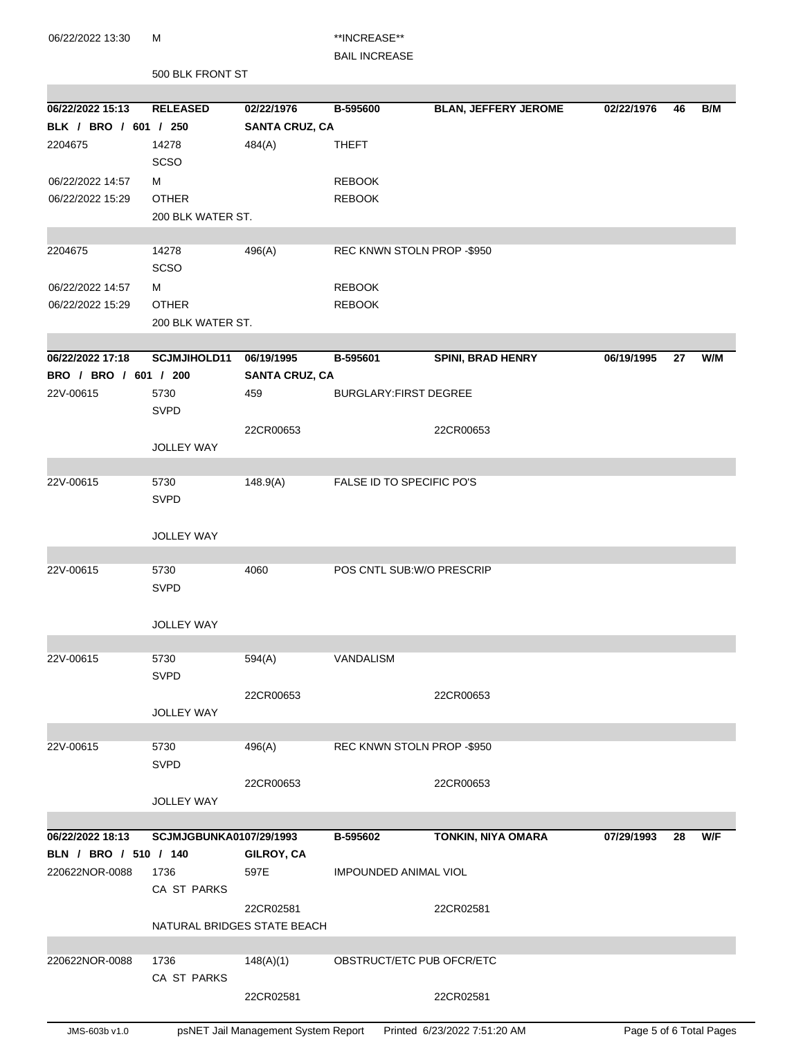| | | | | | | | |
|---|---|---|---|---|---|---|---|
| 06/22/2022 13:30 | M | | **INCREASE** | | | | |
| | | | BAIL INCREASE | | | | |
| | 500 BLK FRONT ST | | | | | | |
| **06/22/2022 15:13** | **RELEASED** | **02/22/1976** | **B-595600** | **BLAN, JEFFERY JEROME** | **02/22/1976** | **46** | **B/M** |
| **BLK / BRO / 601 / 250** | | **SANTA CRUZ, CA** | | | | | |
| 2204675 | 14278 SCSO | 484(A) | THEFT | | | | |
| 06/22/2022 14:57 | M | | REBOOK | | | | |
| 06/22/2022 15:29 | OTHER | | REBOOK | | | | |
| | 200 BLK WATER ST. | | | | | | |
| 2204675 | 14278 SCSO | 496(A) | REC KNWN STOLN PROP -$950 | | | | |
| 06/22/2022 14:57 | M | | REBOOK | | | | |
| 06/22/2022 15:29 | OTHER | | REBOOK | | | | |
| | 200 BLK WATER ST. | | | | | | |
| **06/22/2022 17:18** | **SCJMJIHOLD11** | **06/19/1995** | **B-595601** | **SPINI, BRAD HENRY** | **06/19/1995** | **27** | **W/M** |
| **BRO / BRO / 601 / 200** | | **SANTA CRUZ, CA** | | | | | |
| 22V-00615 | 5730 SVPD | 459 | BURGLARY:FIRST DEGREE | | | | |
| | | 22CR00653 | | 22CR00653 | | | |
| | JOLLEY WAY | | | | | | |
| 22V-00615 | 5730 SVPD | 148.9(A) | FALSE ID TO SPECIFIC PO'S | | | | |
| | JOLLEY WAY | | | | | | |
| 22V-00615 | 5730 SVPD | 4060 | POS CNTL SUB:W/O PRESCRIP | | | | |
| | JOLLEY WAY | | | | | | |
| 22V-00615 | 5730 SVPD | 594(A) | VANDALISM | | | | |
| | | 22CR00653 | | 22CR00653 | | | |
| | JOLLEY WAY | | | | | | |
| 22V-00615 | 5730 SVPD | 496(A) | REC KNWN STOLN PROP -$950 | | | | |
| | | 22CR00653 | | 22CR00653 | | | |
| | JOLLEY WAY | | | | | | |
| **06/22/2022 18:13** | **SCJMJGBUNKA01** | **07/29/1993** | **B-595602** | **TONKIN, NIYA OMARA** | **07/29/1993** | **28** | **W/F** |
| **BLN / BRO / 510 / 140** | | **GILROY, CA** | | | | | |
| 220622NOR-0088 | 1736 CA ST PARKS | 597E | IMPOUNDED ANIMAL VIOL | | | | |
| | | 22CR02581 | | 22CR02581 | | | |
| | NATURAL BRIDGES STATE BEACH | | | | | | |
| 220622NOR-0088 | 1736 CA ST PARKS | 148(A)(1) | OBSTRUCT/ETC PUB OFCR/ETC | | | | |
| | | 22CR02581 | | 22CR02581 | | | |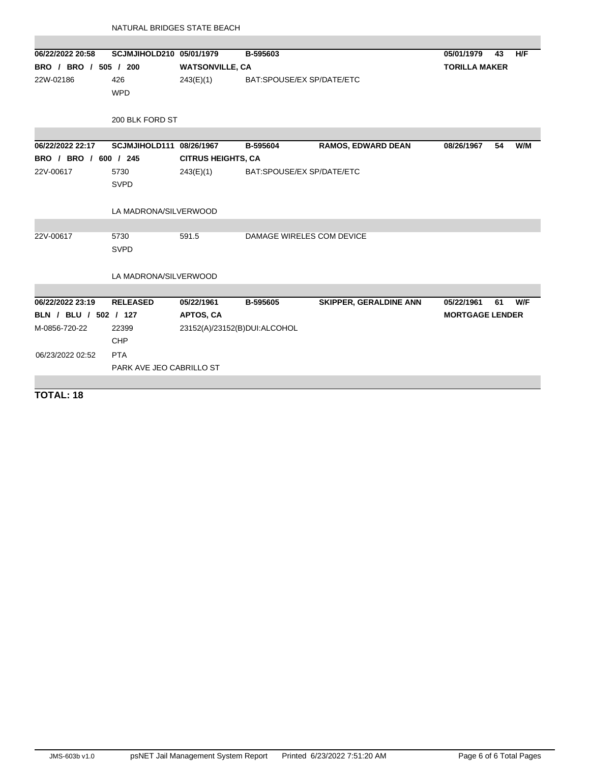NATURAL BRIDGES STATE BEACH

| | | | | | | | |
|---|---|---|---|---|---|---|---|
| **06/22/2022 20:58** | **SCJMJIHOLD210** | **05/01/1979** | **B-595603** | | **05/01/1979** | **43** | **H/F** |
| **BRO / BRO / 505 / 200** | | **WATSONVILLE, CA** | | | **TORILLA MAKER** | | |
| 22W-02186 | 426 | 243(E)(1) | BAT:SPOUSE/EX SP/DATE/ETC | | | | |
| | WPD | | | | | | |
| | 200 BLK FORD ST | | | | | | |
| **06/22/2022 22:17** | **SCJMJIHOLD111** | **08/26/1967** | **B-595604** | **RAMOS, EDWARD DEAN** | **08/26/1967** | **54** | **W/M** |
| **BRO / BRO / 600 / 245** | | **CITRUS HEIGHTS, CA** | | | | | |
| 22V-00617 | 5730 | 243(E)(1) | BAT:SPOUSE/EX SP/DATE/ETC | | | | |
| | SVPD | | | | | | |
| | LA MADRONA/SILVERWOOD | | | | | | |
| 22V-00617 | 5730 | 591.5 | DAMAGE WIRELES COM DEVICE | | | | |
| | SVPD | | | | | | |
| | LA MADRONA/SILVERWOOD | | | | | | |
| **06/22/2022 23:19** | **RELEASED** | **05/22/1961** | **B-595605** | **SKIPPER, GERALDINE ANN** | **05/22/1961** | **61** | **W/F** |
| **BLN / BLU / 502 / 127** | | **APTOS, CA** | | | **MORTGAGE LENDER** | | |
| M-0856-720-22 | 22399 | 23152(A)/23152(B)DUI:ALCOHOL | | | | | |
| | CHP | | | | | | |
| 06/23/2022 02:52 | PTA | | | | | | |
| | PARK AVE JEO CABRILLO ST | | | | | | |

**TOTAL: 18**